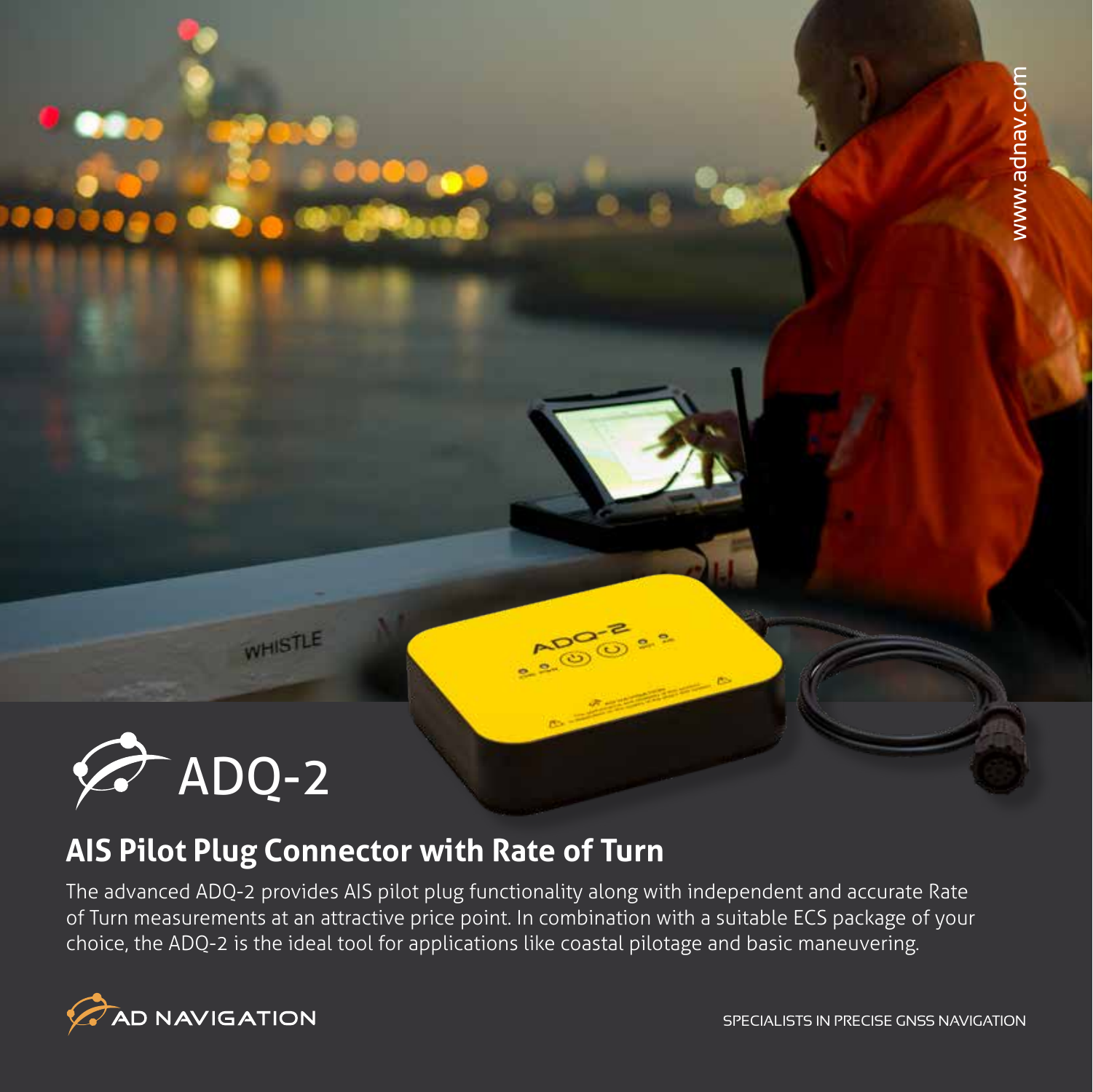# ADQ-2

## AIS Pilot Plug Connector with Rate of Turn

The advanced ADQ-2 provides AIS pilot plug functionality along with independent and accurate Rate of Turn measurements at an attractive price point. In combination with a suitable ECS package of your choice, the ADQ-2 is the ideal tool for applications like coastal pilotage and basic maneuvering.

AD NAVIGATION

SPECIALISTS IN PRECISE GNSS NAVIGATION

www.adnav.com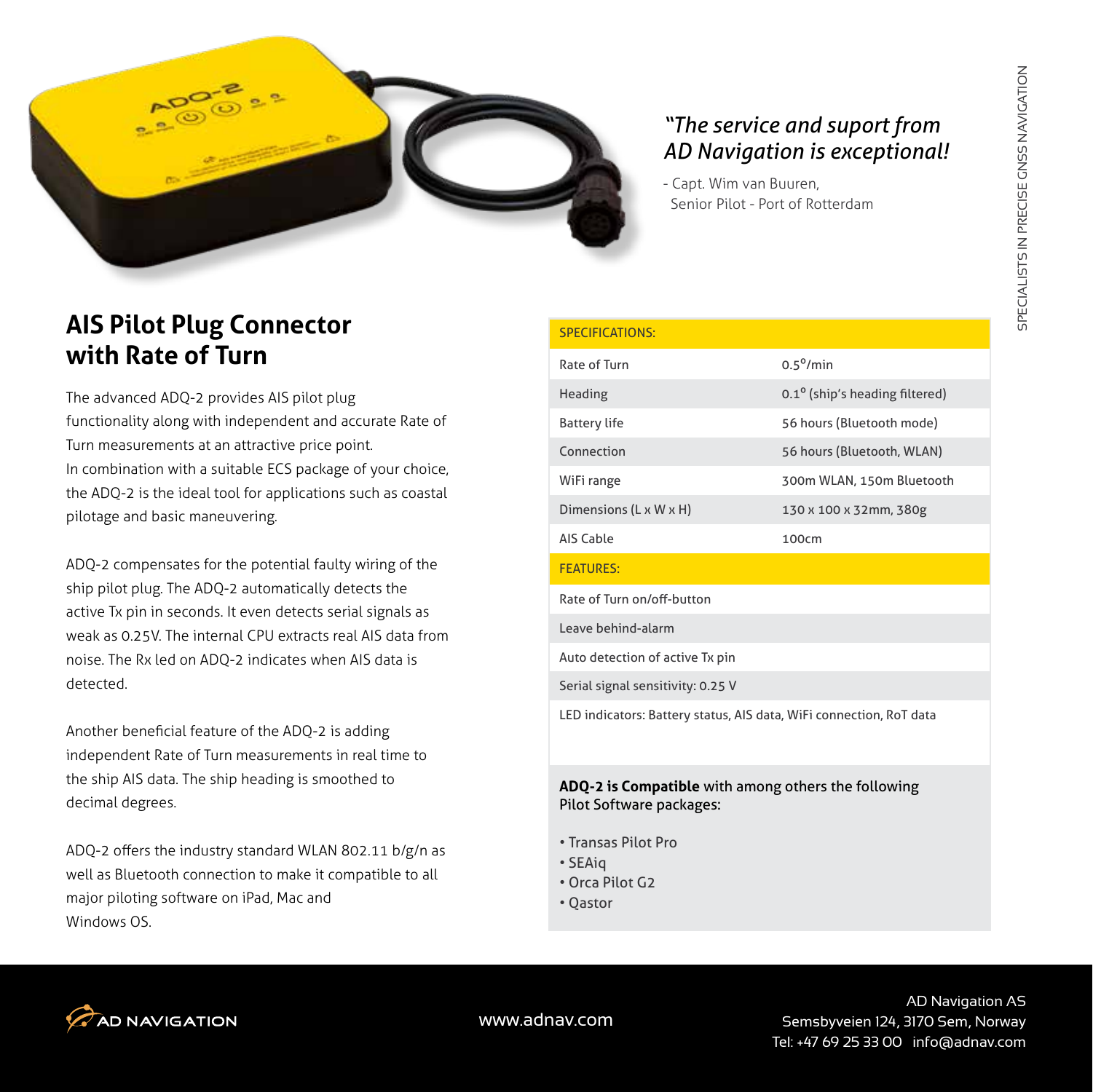*"The service and suport from AD Navigation is exceptional!*

- Capt. Wim van Buuren,
  Senior Pilot - Port of Rotterdam

SPECIALISTS IN PRECISE GNSS NAVIGATION

# AIS Pilot Plug Connector with Rate of Turn

The advanced ADQ-2 provides AIS pilot plug functionality along with independent and accurate Rate of Turn measurements at an attractive price point.
In combination with a suitable ECS package of your choice, the ADQ-2 is the ideal tool for applications such as coastal pilotage and basic maneuvering.

ADQ-2 compensates for the potential faulty wiring of the ship pilot plug. The ADQ-2 automatically detects the active Tx pin in seconds. It even detects serial signals as weak as 0.25V. The internal CPU extracts real AIS data from noise. The Rx led on ADQ-2 indicates when AIS data is detected.

Another beneficial feature of the ADQ-2 is adding independent Rate of Turn measurements in real time to the ship AIS data. The ship heading is smoothed to decimal degrees.

ADQ-2 offers the industry standard WLAN 802.11 b/g/n as well as Bluetooth connection to make it compatible to all major piloting software on iPad, Mac and Windows OS.

| SPECIFICATIONS: | |
|---|---|
| Rate of Turn | 0.5°/min |
| Heading | 0.1° (ship's heading filtered) |
| Battery life | 56 hours (Bluetooth mode) |
| Connection | 56 hours (Bluetooth, WLAN) |
| WiFi range | 300m WLAN, 150m Bluetooth |
| Dimensions (L x W x H) | 130 x 100 x 32mm, 380g |
| AIS Cable | 100cm |

| FEATURES: |
|---|
| Rate of Turn on/off-button |
| Leave behind-alarm |
| Auto detection of active Tx pin |
| Serial signal sensitivity: 0.25 V |
| LED indicators: Battery status, AIS data, WiFi connection, RoT data |

**ADQ-2 is Compatible** with among others the following Pilot Software packages:

- Transas Pilot Pro
- SEAiq
- Orca Pilot G2
- Qastor

AD NAVIGATION

www.adnav.com

AD Navigation AS
Semsbyveien 124, 3170 Sem, Norway
Tel: +47 69 25 33 00 info@adnav.com